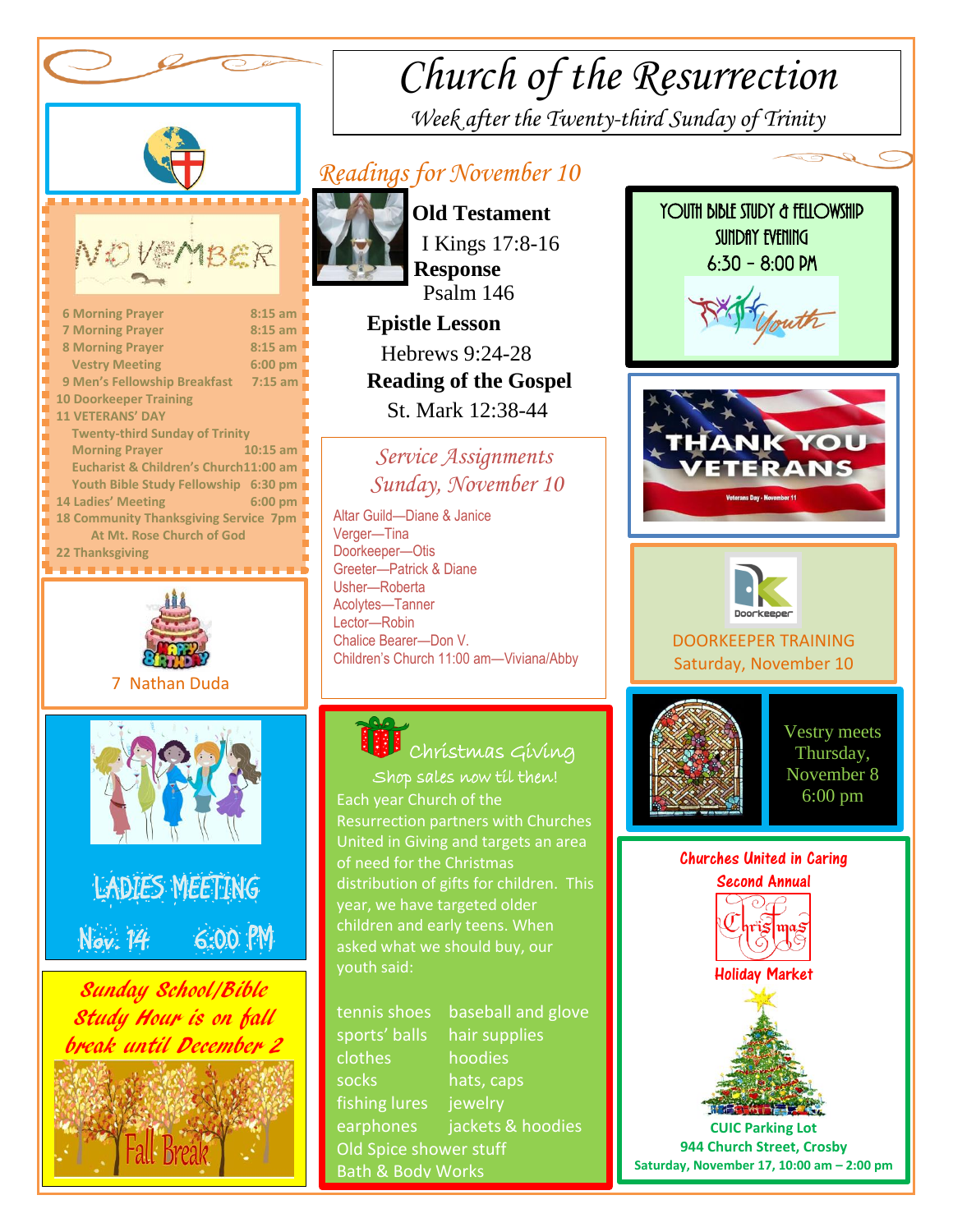# Church of the Resurrection

*Week after the Twenty-third Sunday of Trinity*

## NOVEMBER

| | |
|---|---|
| 6 Morning Prayer | 8:15 am |
| 7 Morning Prayer | 8:15 am |
| 8 Morning Prayer | 8:15 am |
| Vestry Meeting | 6:00 pm |
| 9 Men's Fellowship Breakfast | 7:15 am |
| 10 Doorkeeper Training | |
| 11 VETERANS' DAY | |
| Twenty-third Sunday of Trinity | |
| Morning Prayer | 10:15 am |
| Eucharist & Children's Church | 11:00 am |
| Youth Bible Study Fellowship | 6:30 pm |
| 14 Ladies' Meeting | 6:00 pm |
| 18 Community Thanksgiving Service | 7pm |
| At Mt. Rose Church of God | |
| 22 Thanksgiving | |

7 Nathan Duda

LADIES MEETING
Nov. 14 6:00 PM

*Sunday School/Bible Study Hour is on fall break until December 2*

Fall Break

## *Readings for November 10*

**Old Testament**
I Kings 17:8-16

**Response**
Psalm 146

**Epistle Lesson**
Hebrews 9:24-28

**Reading of the Gospel**
St. Mark 12:38-44

### *Service Assignments Sunday, November 10*

Altar Guild—Diane & Janice
Verger—Tina
Doorkeeper—Otis
Greeter—Patrick & Diane
Usher—Roberta
Acolytes—Tanner
Lector—Robin
Chalice Bearer—Don V.
Children's Church 11:00 am—Viviana/Abby

### Christmas Giving

Shop sales now til then!

Each year Church of the Resurrection partners with Churches United in Giving and targets an area of need for the Christmas distribution of gifts for children. This year, we have targeted older children and early teens. When asked what we should buy, our youth said:

| | |
|---|---|
| tennis shoes | baseball and glove |
| sports' balls | hair supplies |
| clothes | hoodies |
| socks | hats, caps |
| fishing lures | jewelry |
| earphones | jackets & hoodies |

Old Spice shower stuff
Bath & Body Works

YOUTH BIBLE STUDY & FELLOWSHIP
SUNDAY EVENING
6:30 - 8:00 PM

THANK YOU VETERANS
Veterans Day - November 11

DOORKEEPER TRAINING
Saturday, November 10

Vestry meets Thursday, November 8 6:00 pm

**Churches United in Caring**
**Second Annual**
**Christmas**
**Holiday Market**

**CUIC Parking Lot**
**944 Church Street, Crosby**
**Saturday, November 17, 10:00 am – 2:00 pm**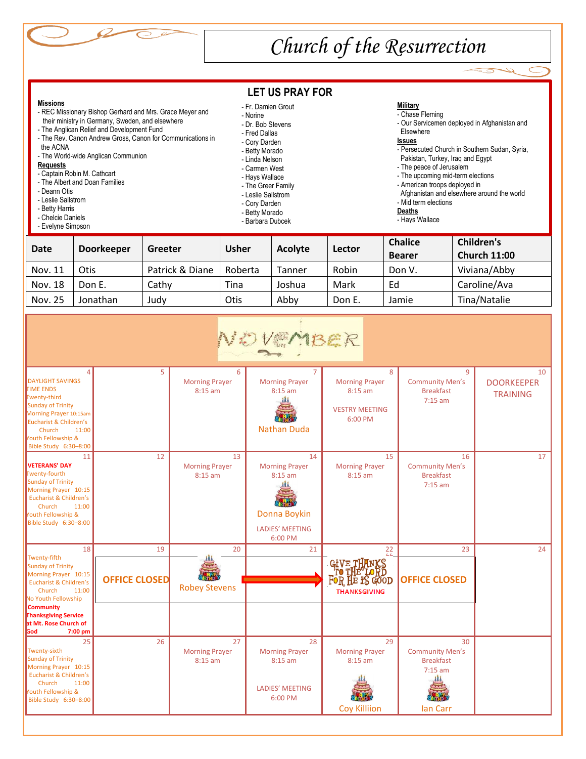# Church of the Resurrection

## LET US PRAY FOR

**Missions**
- REC Missionary Bishop Gerhard and Mrs. Grace Meyer and their ministry in Germany, Sweden, and elsewhere
- The Anglican Relief and Development Fund
- The Rev. Canon Andrew Gross, Canon for Communications in the ACNA
- The World-wide Anglican Communion

**Requests**
- Captain Robin M. Cathcart
- The Albert and Doan Families
- Deann Otis
- Leslie Sallstrom
- Betty Harris
- Chelcie Daniels
- Evelyne Simpson
- Fr. Damien Grout
- Norine
- Dr. Bob Stevens
- Fred Dallas
- Cory Darden
- Betty Morado
- Linda Nelson
- Carmen West
- Hays Wallace
- The Greer Family
- Leslie Sallstrom
- Cory Darden
- Betty Morado
- Barbara Dubcek

**Military**
- Chase Fleming
- Our Servicemen deployed in Afghanistan and Elsewhere

**Issues**
- Persecuted Church in Southern Sudan, Syria, Pakistan, Turkey, Iraq and Egypt
- The peace of Jerusalem
- The upcoming mid-term elections
- American troops deployed in Afghanistan and elsewhere around the world
- Mid term elections

**Deaths**
- Hays Wallace

| Date | Doorkeeper | Greeter | Usher | Acolyte | Lector | Chalice Bearer | Children's Church 11:00 |
|---|---|---|---|---|---|---|---|
| Nov. 11 | Otis | Patrick & Diane | Roberta | Tanner | Robin | Don V. | Viviana/Abby |
| Nov. 18 | Don E. | Cathy | Tina | Joshua | Mark | Ed | Caroline/Ava |
| Nov. 25 | Jonathan | Judy | Otis | Abby | Don E. | Jamie | Tina/Natalie |

## NOVEMBER

| | | | | | | |
|---|---|---|---|---|---|---|
| 4 DAYLIGHT SAVINGS TIME ENDS; Twenty-third Sunday of Trinity; Morning Prayer 10:15am; Eucharist & Children's Church 11:00; Youth Fellowship & Bible Study 6:30–8:00 | 5 | 6 Morning Prayer 8:15 am | 7 Morning Prayer 8:15 am; Nathan Duda | 8 Morning Prayer 8:15 am; VESTRY MEETING 6:00 PM | 9 Community Men's Breakfast 7:15 am | 10 DOORKEEPER TRAINING |
| 11 **VETERANS' DAY**; Twenty-fourth Sunday of Trinity; Morning Prayer 10:15; Eucharist & Children's Church 11:00; Youth Fellowship & Bible Study 6:30–8:00 | 12 | 13 Morning Prayer 8:15 am | 14 Morning Prayer 8:15 am; Donna Boykin; LADIES' MEETING 6:00 PM | 15 Morning Prayer 8:15 am | 16 Community Men's Breakfast 7:15 am | 17 |
| 18 Twenty-fifth Sunday of Trinity; Morning Prayer 10:15; Eucharist & Children's Church 11:00; No Youth Fellowship; **Community Thanksgiving Service at Mt. Rose Church of God 7:00 pm** | 19 OFFICE CLOSED | 20 Robey Stevens | 21 → | 22 GIVE THANKS TO THE LORD FOR HE IS GOOD; THANKSGIVING | 23 OFFICE CLOSED | 24 |
| 25 Twenty-sixth Sunday of Trinity; Morning Prayer 10:15; Eucharist & Children's Church 11:00; Youth Fellowship & Bible Study 6:30–8:00 | 26 | 27 Morning Prayer 8:15 am | 28 Morning Prayer 8:15 am; LADIES' MEETING 6:00 PM | 29 Morning Prayer 8:15 am; Coy Killiion | 30 Community Men's Breakfast 7:15 am; Ian Carr | |